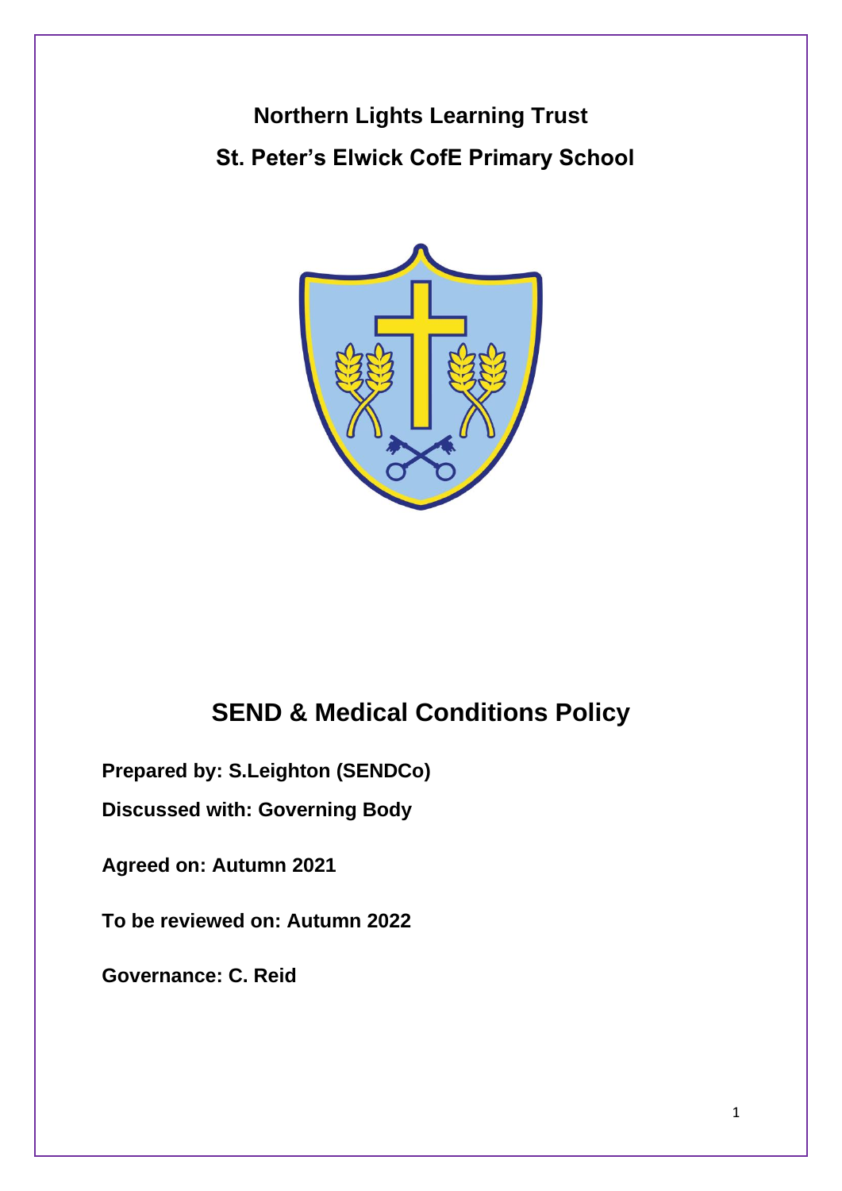**Northern Lights Learning Trust**

**St. Peter's Elwick CofE Primary School**

# SEND & Medical Conditions Policy

**Prepared by: S.Leighton (SENDCo)**

**Discussed with: Governing Body**

**Agreed on: Autumn 2021**

**To be reviewed on: Autumn 2022**

**Governance: C. Reid**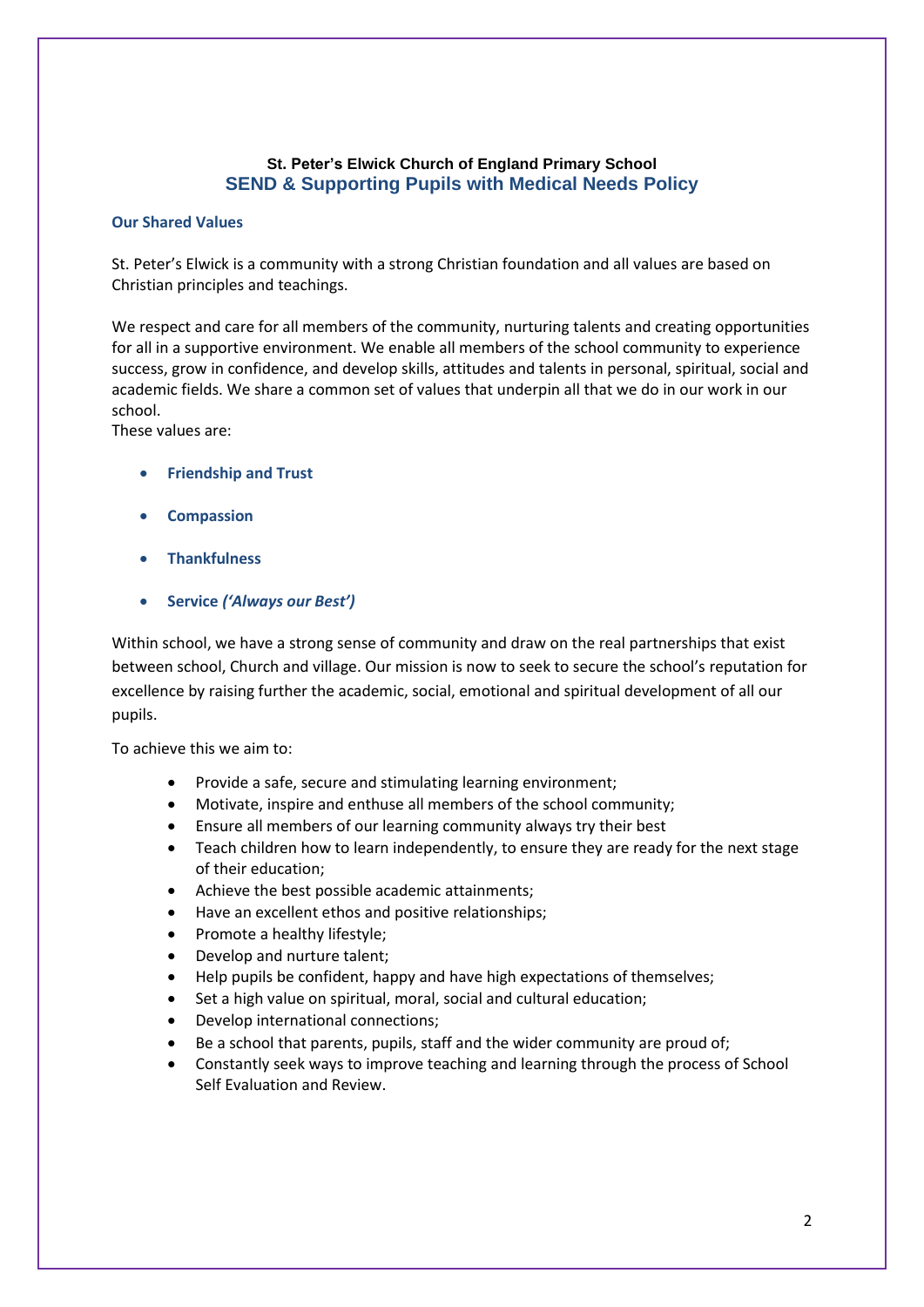**St. Peter's Elwick Church of England Primary School**

# SEND & Supporting Pupils with Medical Needs Policy

## Our Shared Values

St. Peter's Elwick is a community with a strong Christian foundation and all values are based on Christian principles and teachings.

We respect and care for all members of the community, nurturing talents and creating opportunities for all in a supportive environment. We enable all members of the school community to experience success, grow in confidence, and develop skills, attitudes and talents in personal, spiritual, social and academic fields. We share a common set of values that underpin all that we do in our work in our school.
These values are:

- **Friendship and Trust**
- **Compassion**
- **Thankfulness**
- **Service *('Always our Best')***

Within school, we have a strong sense of community and draw on the real partnerships that exist between school, Church and village. Our mission is now to seek to secure the school's reputation for excellence by raising further the academic, social, emotional and spiritual development of all our pupils.

To achieve this we aim to:

- Provide a safe, secure and stimulating learning environment;
- Motivate, inspire and enthuse all members of the school community;
- Ensure all members of our learning community always try their best
- Teach children how to learn independently, to ensure they are ready for the next stage of their education;
- Achieve the best possible academic attainments;
- Have an excellent ethos and positive relationships;
- Promote a healthy lifestyle;
- Develop and nurture talent;
- Help pupils be confident, happy and have high expectations of themselves;
- Set a high value on spiritual, moral, social and cultural education;
- Develop international connections;
- Be a school that parents, pupils, staff and the wider community are proud of;
- Constantly seek ways to improve teaching and learning through the process of School Self Evaluation and Review.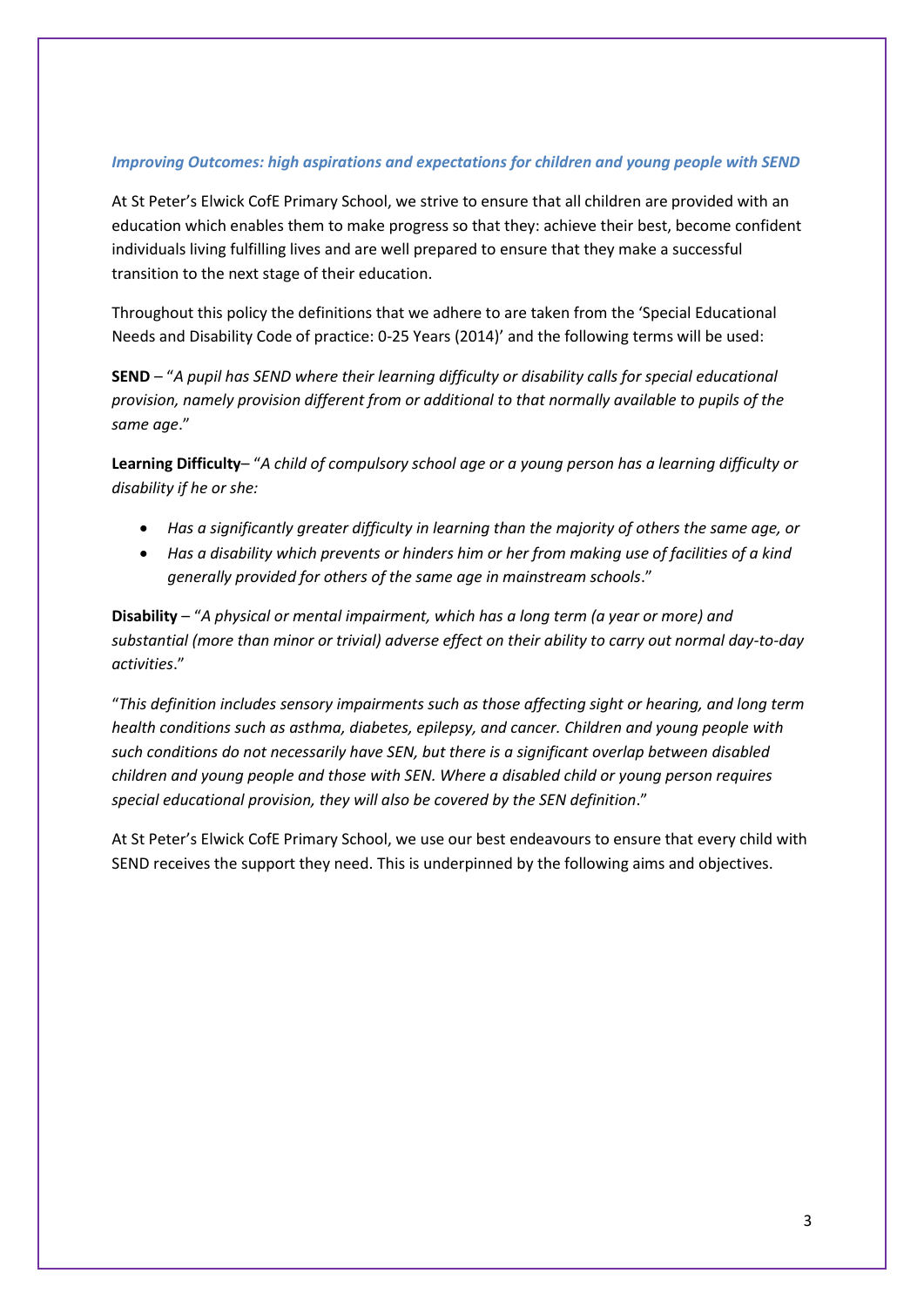### *Improving Outcomes: high aspirations and expectations for children and young people with SEND*

At St Peter's Elwick CofE Primary School, we strive to ensure that all children are provided with an education which enables them to make progress so that they: achieve their best, become confident individuals living fulfilling lives and are well prepared to ensure that they make a successful transition to the next stage of their education.

Throughout this policy the definitions that we adhere to are taken from the 'Special Educational Needs and Disability Code of practice: 0-25 Years (2014)' and the following terms will be used:

**SEND** – "*A pupil has SEND where their learning difficulty or disability calls for special educational provision, namely provision different from or additional to that normally available to pupils of the same age*."

**Learning Difficulty**– "*A child of compulsory school age or a young person has a learning difficulty or disability if he or she:*

- *Has a significantly greater difficulty in learning than the majority of others the same age, or*
- *Has a disability which prevents or hinders him or her from making use of facilities of a kind generally provided for others of the same age in mainstream schools*."

**Disability** – "*A physical or mental impairment, which has a long term (a year or more) and substantial (more than minor or trivial) adverse effect on their ability to carry out normal day-to-day activities*."

"*This definition includes sensory impairments such as those affecting sight or hearing, and long term health conditions such as asthma, diabetes, epilepsy, and cancer. Children and young people with such conditions do not necessarily have SEN, but there is a significant overlap between disabled children and young people and those with SEN. Where a disabled child or young person requires special educational provision, they will also be covered by the SEN definition*."

At St Peter's Elwick CofE Primary School, we use our best endeavours to ensure that every child with SEND receives the support they need. This is underpinned by the following aims and objectives.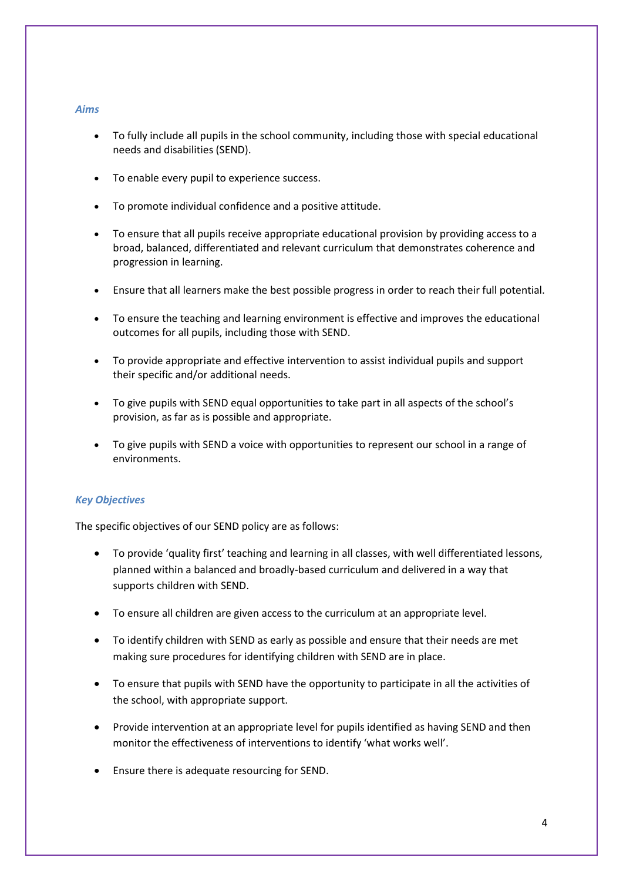### *Aims*

- To fully include all pupils in the school community, including those with special educational needs and disabilities (SEND).
- To enable every pupil to experience success.
- To promote individual confidence and a positive attitude.
- To ensure that all pupils receive appropriate educational provision by providing access to a broad, balanced, differentiated and relevant curriculum that demonstrates coherence and progression in learning.
- Ensure that all learners make the best possible progress in order to reach their full potential.
- To ensure the teaching and learning environment is effective and improves the educational outcomes for all pupils, including those with SEND.
- To provide appropriate and effective intervention to assist individual pupils and support their specific and/or additional needs.
- To give pupils with SEND equal opportunities to take part in all aspects of the school's provision, as far as is possible and appropriate.
- To give pupils with SEND a voice with opportunities to represent our school in a range of environments.

### *Key Objectives*

The specific objectives of our SEND policy are as follows:

- To provide 'quality first' teaching and learning in all classes, with well differentiated lessons, planned within a balanced and broadly-based curriculum and delivered in a way that supports children with SEND.
- To ensure all children are given access to the curriculum at an appropriate level.
- To identify children with SEND as early as possible and ensure that their needs are met making sure procedures for identifying children with SEND are in place.
- To ensure that pupils with SEND have the opportunity to participate in all the activities of the school, with appropriate support.
- Provide intervention at an appropriate level for pupils identified as having SEND and then monitor the effectiveness of interventions to identify 'what works well'.
- Ensure there is adequate resourcing for SEND.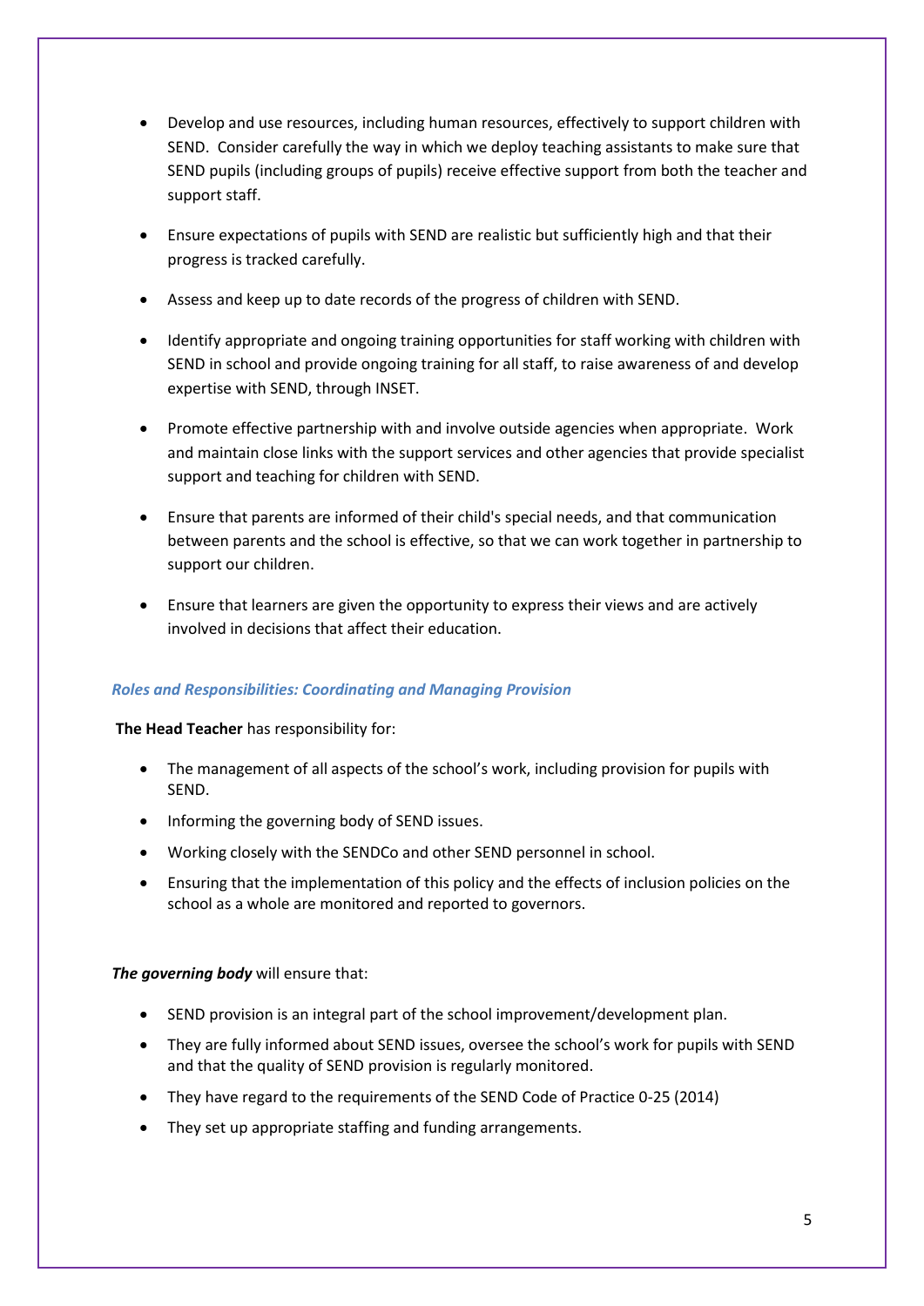- Develop and use resources, including human resources, effectively to support children with SEND. Consider carefully the way in which we deploy teaching assistants to make sure that SEND pupils (including groups of pupils) receive effective support from both the teacher and support staff.
- Ensure expectations of pupils with SEND are realistic but sufficiently high and that their progress is tracked carefully.
- Assess and keep up to date records of the progress of children with SEND.
- Identify appropriate and ongoing training opportunities for staff working with children with SEND in school and provide ongoing training for all staff, to raise awareness of and develop expertise with SEND, through INSET.
- Promote effective partnership with and involve outside agencies when appropriate. Work and maintain close links with the support services and other agencies that provide specialist support and teaching for children with SEND.
- Ensure that parents are informed of their child's special needs, and that communication between parents and the school is effective, so that we can work together in partnership to support our children.
- Ensure that learners are given the opportunity to express their views and are actively involved in decisions that affect their education.

### *Roles and Responsibilities: Coordinating and Managing Provision*

**The Head Teacher** has responsibility for:

- The management of all aspects of the school's work, including provision for pupils with SEND.
- Informing the governing body of SEND issues.
- Working closely with the SENDCo and other SEND personnel in school.
- Ensuring that the implementation of this policy and the effects of inclusion policies on the school as a whole are monitored and reported to governors.

***The governing body*** will ensure that:

- SEND provision is an integral part of the school improvement/development plan.
- They are fully informed about SEND issues, oversee the school's work for pupils with SEND and that the quality of SEND provision is regularly monitored.
- They have regard to the requirements of the SEND Code of Practice 0-25 (2014)
- They set up appropriate staffing and funding arrangements.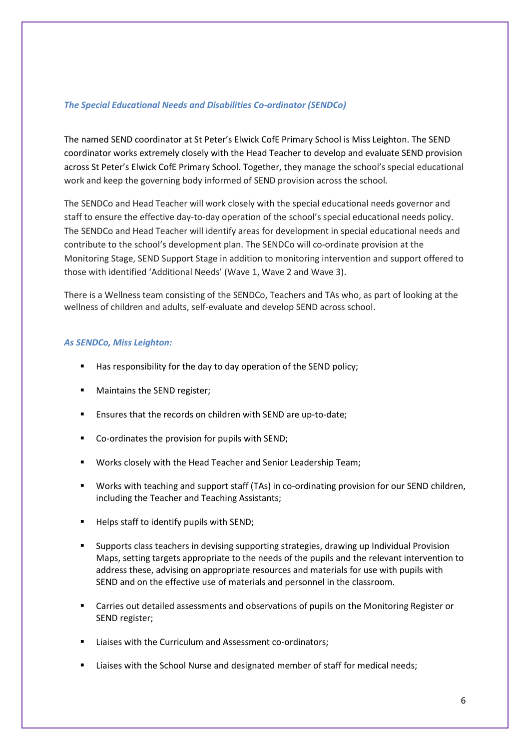*The Special Educational Needs and Disabilities Co-ordinator (SENDCo)*

The named SEND coordinator at St Peter's Elwick CofE Primary School is Miss Leighton. The SEND coordinator works extremely closely with the Head Teacher to develop and evaluate SEND provision across St Peter's Elwick CofE Primary School. Together, they manage the school's special educational work and keep the governing body informed of SEND provision across the school.

The SENDCo and Head Teacher will work closely with the special educational needs governor and staff to ensure the effective day-to-day operation of the school's special educational needs policy. The SENDCo and Head Teacher will identify areas for development in special educational needs and contribute to the school's development plan. The SENDCo will co-ordinate provision at the Monitoring Stage, SEND Support Stage in addition to monitoring intervention and support offered to those with identified 'Additional Needs' (Wave 1, Wave 2 and Wave 3).

There is a Wellness team consisting of the SENDCo, Teachers and TAs who, as part of looking at the wellness of children and adults, self-evaluate and develop SEND across school.

*As SENDCo, Miss Leighton:*

- Has responsibility for the day to day operation of the SEND policy;
- Maintains the SEND register;
- Ensures that the records on children with SEND are up-to-date;
- Co-ordinates the provision for pupils with SEND;
- Works closely with the Head Teacher and Senior Leadership Team;
- Works with teaching and support staff (TAs) in co-ordinating provision for our SEND children, including the Teacher and Teaching Assistants;
- Helps staff to identify pupils with SEND;
- Supports class teachers in devising supporting strategies, drawing up Individual Provision Maps, setting targets appropriate to the needs of the pupils and the relevant intervention to address these, advising on appropriate resources and materials for use with pupils with SEND and on the effective use of materials and personnel in the classroom.
- Carries out detailed assessments and observations of pupils on the Monitoring Register or SEND register;
- Liaises with the Curriculum and Assessment co-ordinators;
- Liaises with the School Nurse and designated member of staff for medical needs;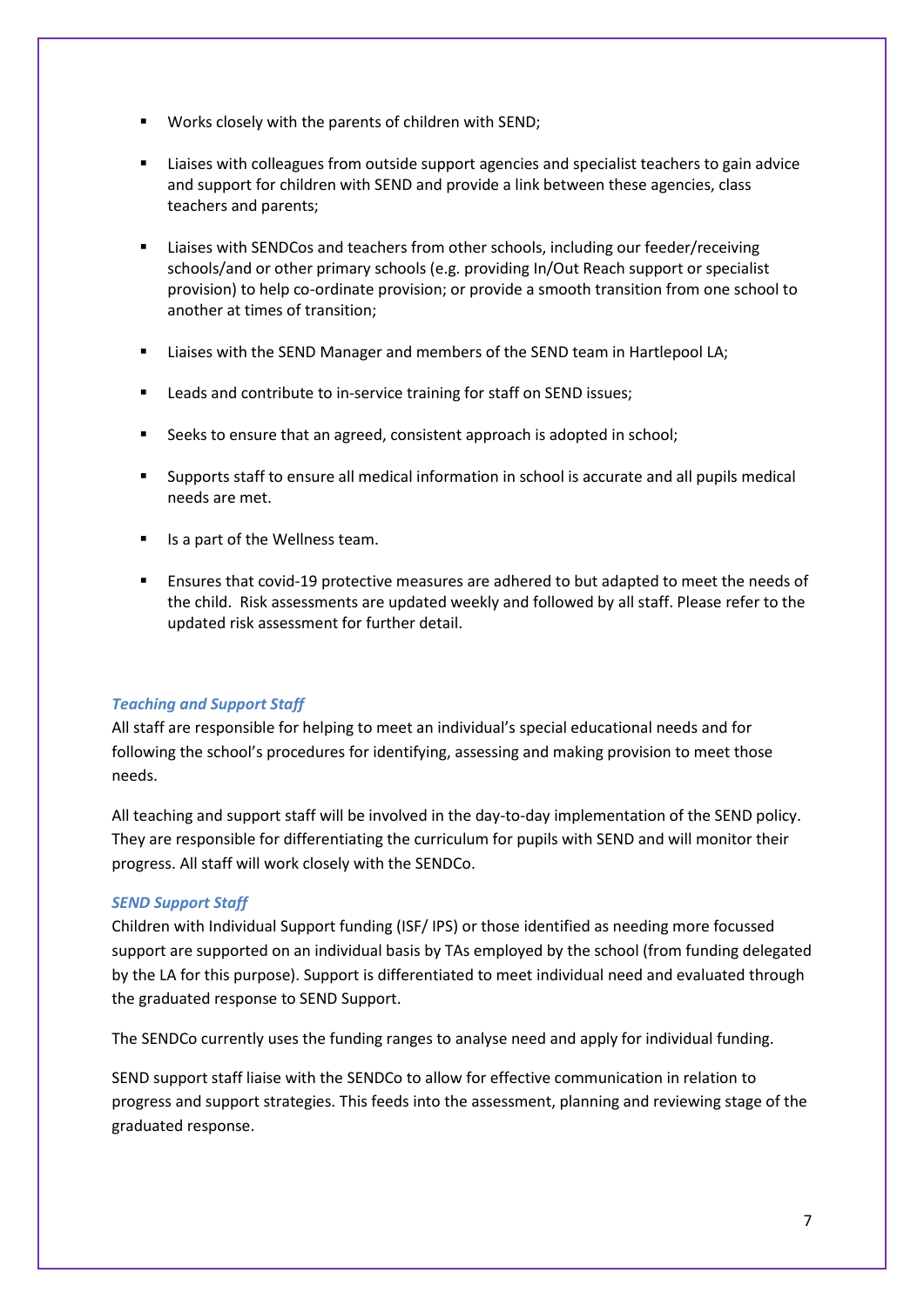- Works closely with the parents of children with SEND;
- Liaises with colleagues from outside support agencies and specialist teachers to gain advice and support for children with SEND and provide a link between these agencies, class teachers and parents;
- Liaises with SENDCos and teachers from other schools, including our feeder/receiving schools/and or other primary schools (e.g. providing In/Out Reach support or specialist provision) to help co-ordinate provision; or provide a smooth transition from one school to another at times of transition;
- Liaises with the SEND Manager and members of the SEND team in Hartlepool LA;
- Leads and contribute to in-service training for staff on SEND issues;
- Seeks to ensure that an agreed, consistent approach is adopted in school;
- Supports staff to ensure all medical information in school is accurate and all pupils medical needs are met.
- Is a part of the Wellness team.
- Ensures that covid-19 protective measures are adhered to but adapted to meet the needs of the child. Risk assessments are updated weekly and followed by all staff. Please refer to the updated risk assessment for further detail.

### *Teaching and Support Staff*

All staff are responsible for helping to meet an individual's special educational needs and for following the school's procedures for identifying, assessing and making provision to meet those needs.

All teaching and support staff will be involved in the day-to-day implementation of the SEND policy. They are responsible for differentiating the curriculum for pupils with SEND and will monitor their progress. All staff will work closely with the SENDCo.

### *SEND Support Staff*

Children with Individual Support funding (ISF/ IPS) or those identified as needing more focussed support are supported on an individual basis by TAs employed by the school (from funding delegated by the LA for this purpose). Support is differentiated to meet individual need and evaluated through the graduated response to SEND Support.

The SENDCo currently uses the funding ranges to analyse need and apply for individual funding.

SEND support staff liaise with the SENDCo to allow for effective communication in relation to progress and support strategies. This feeds into the assessment, planning and reviewing stage of the graduated response.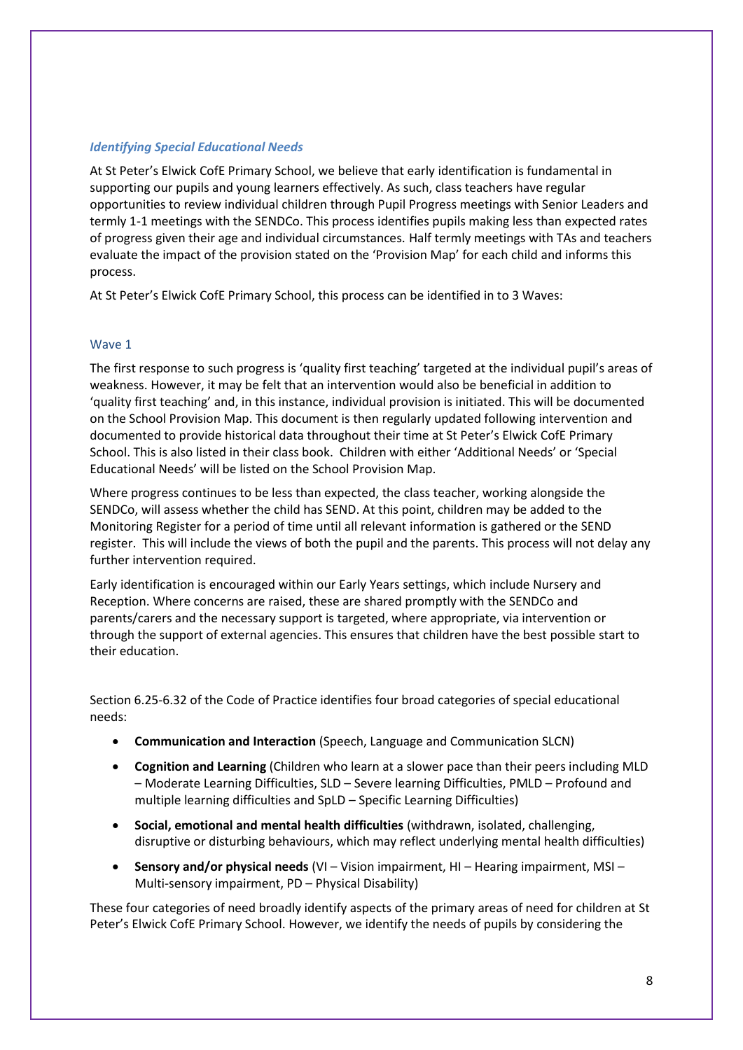### *Identifying Special Educational Needs*

At St Peter's Elwick CofE Primary School, we believe that early identification is fundamental in supporting our pupils and young learners effectively. As such, class teachers have regular opportunities to review individual children through Pupil Progress meetings with Senior Leaders and termly 1-1 meetings with the SENDCo. This process identifies pupils making less than expected rates of progress given their age and individual circumstances. Half termly meetings with TAs and teachers evaluate the impact of the provision stated on the 'Provision Map' for each child and informs this process.

At St Peter's Elwick CofE Primary School, this process can be identified in to 3 Waves:

#### Wave 1

The first response to such progress is 'quality first teaching' targeted at the individual pupil's areas of weakness. However, it may be felt that an intervention would also be beneficial in addition to 'quality first teaching' and, in this instance, individual provision is initiated. This will be documented on the School Provision Map. This document is then regularly updated following intervention and documented to provide historical data throughout their time at St Peter's Elwick CofE Primary School. This is also listed in their class book. Children with either 'Additional Needs' or 'Special Educational Needs' will be listed on the School Provision Map.

Where progress continues to be less than expected, the class teacher, working alongside the SENDCo, will assess whether the child has SEND. At this point, children may be added to the Monitoring Register for a period of time until all relevant information is gathered or the SEND register. This will include the views of both the pupil and the parents. This process will not delay any further intervention required.

Early identification is encouraged within our Early Years settings, which include Nursery and Reception. Where concerns are raised, these are shared promptly with the SENDCo and parents/carers and the necessary support is targeted, where appropriate, via intervention or through the support of external agencies. This ensures that children have the best possible start to their education.

Section 6.25-6.32 of the Code of Practice identifies four broad categories of special educational needs:

- **Communication and Interaction** (Speech, Language and Communication SLCN)
- **Cognition and Learning** (Children who learn at a slower pace than their peers including MLD – Moderate Learning Difficulties, SLD – Severe learning Difficulties, PMLD – Profound and multiple learning difficulties and SpLD – Specific Learning Difficulties)
- **Social, emotional and mental health difficulties** (withdrawn, isolated, challenging, disruptive or disturbing behaviours, which may reflect underlying mental health difficulties)
- **Sensory and/or physical needs** (VI – Vision impairment, HI – Hearing impairment, MSI – Multi-sensory impairment, PD – Physical Disability)

These four categories of need broadly identify aspects of the primary areas of need for children at St Peter's Elwick CofE Primary School. However, we identify the needs of pupils by considering the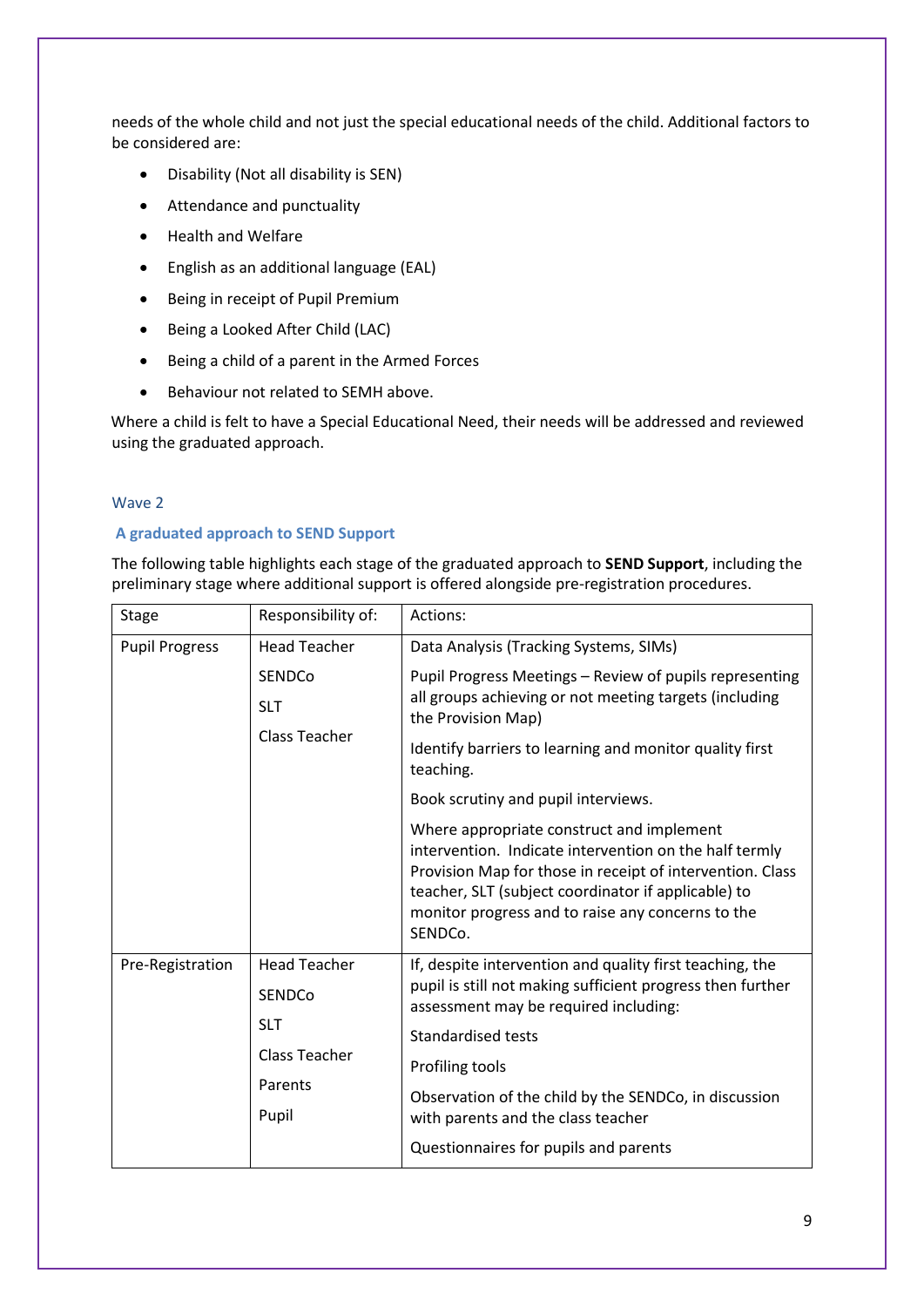needs of the whole child and not just the special educational needs of the child. Additional factors to be considered are:

- Disability (Not all disability is SEN)
- Attendance and punctuality
- Health and Welfare
- English as an additional language (EAL)
- Being in receipt of Pupil Premium
- Being a Looked After Child (LAC)
- Being a child of a parent in the Armed Forces
- Behaviour not related to SEMH above.

Where a child is felt to have a Special Educational Need, their needs will be addressed and reviewed using the graduated approach.

### Wave 2

### A graduated approach to SEND Support

The following table highlights each stage of the graduated approach to **SEND Support**, including the preliminary stage where additional support is offered alongside pre-registration procedures.

| Stage | Responsibility of: | Actions: |
|---|---|---|
| Pupil Progress | Head Teacher<br>SENDCo<br>SLT<br>Class Teacher | Data Analysis (Tracking Systems, SIMs)<br>Pupil Progress Meetings – Review of pupils representing all groups achieving or not meeting targets (including the Provision Map)<br>Identify barriers to learning and monitor quality first teaching.<br>Book scrutiny and pupil interviews.<br>Where appropriate construct and implement intervention. Indicate intervention on the half termly Provision Map for those in receipt of intervention. Class teacher, SLT (subject coordinator if applicable) to monitor progress and to raise any concerns to the SENDCo. |
| Pre-Registration | Head Teacher<br>SENDCo<br>SLT<br>Class Teacher<br>Parents<br>Pupil | If, despite intervention and quality first teaching, the pupil is still not making sufficient progress then further assessment may be required including:<br>Standardised tests<br>Profiling tools<br>Observation of the child by the SENDCo, in discussion with parents and the class teacher<br>Questionnaires for pupils and parents |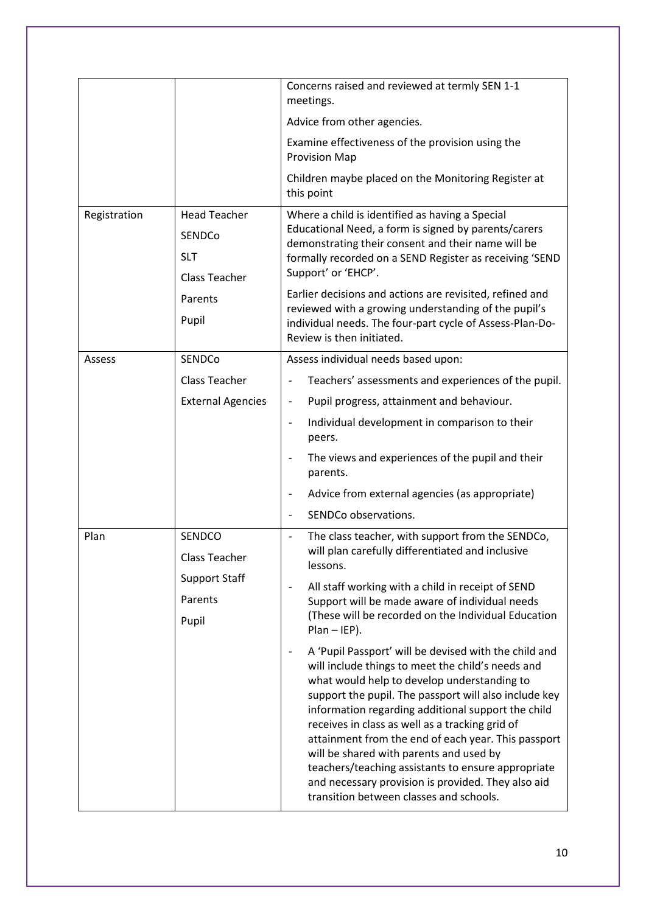| | | |
|---|---|---|
| | | Concerns raised and reviewed at termly SEN 1-1 meetings.<br><br>Advice from other agencies.<br><br>Examine effectiveness of the provision using the Provision Map<br><br>Children maybe placed on the Monitoring Register at this point |
| Registration | Head Teacher<br>SENDCo<br>SLT<br>Class Teacher<br>Parents<br>Pupil | Where a child is identified as having a Special Educational Need, a form is signed by parents/carers demonstrating their consent and their name will be formally recorded on a SEND Register as receiving 'SEND Support' or 'EHCP'.<br><br>Earlier decisions and actions are revisited, refined and reviewed with a growing understanding of the pupil's individual needs. The four-part cycle of Assess-Plan-Do-Review is then initiated. |
| Assess | SENDCo<br>Class Teacher<br>External Agencies | Assess individual needs based upon:<br>- Teachers' assessments and experiences of the pupil.<br>- Pupil progress, attainment and behaviour.<br>- Individual development in comparison to their peers.<br>- The views and experiences of the pupil and their parents.<br>- Advice from external agencies (as appropriate)<br>- SENDCo observations. |
| Plan | SENDCO<br>Class Teacher<br>Support Staff<br>Parents<br>Pupil | - The class teacher, with support from the SENDCo, will plan carefully differentiated and inclusive lessons.<br>- All staff working with a child in receipt of SEND Support will be made aware of individual needs (These will be recorded on the Individual Education Plan – IEP).<br>- A 'Pupil Passport' will be devised with the child and will include things to meet the child's needs and what would help to develop understanding to support the pupil. The passport will also include key information regarding additional support the child receives in class as well as a tracking grid of attainment from the end of each year. This passport will be shared with parents and used by teachers/teaching assistants to ensure appropriate and necessary provision is provided. They also aid transition between classes and schools. |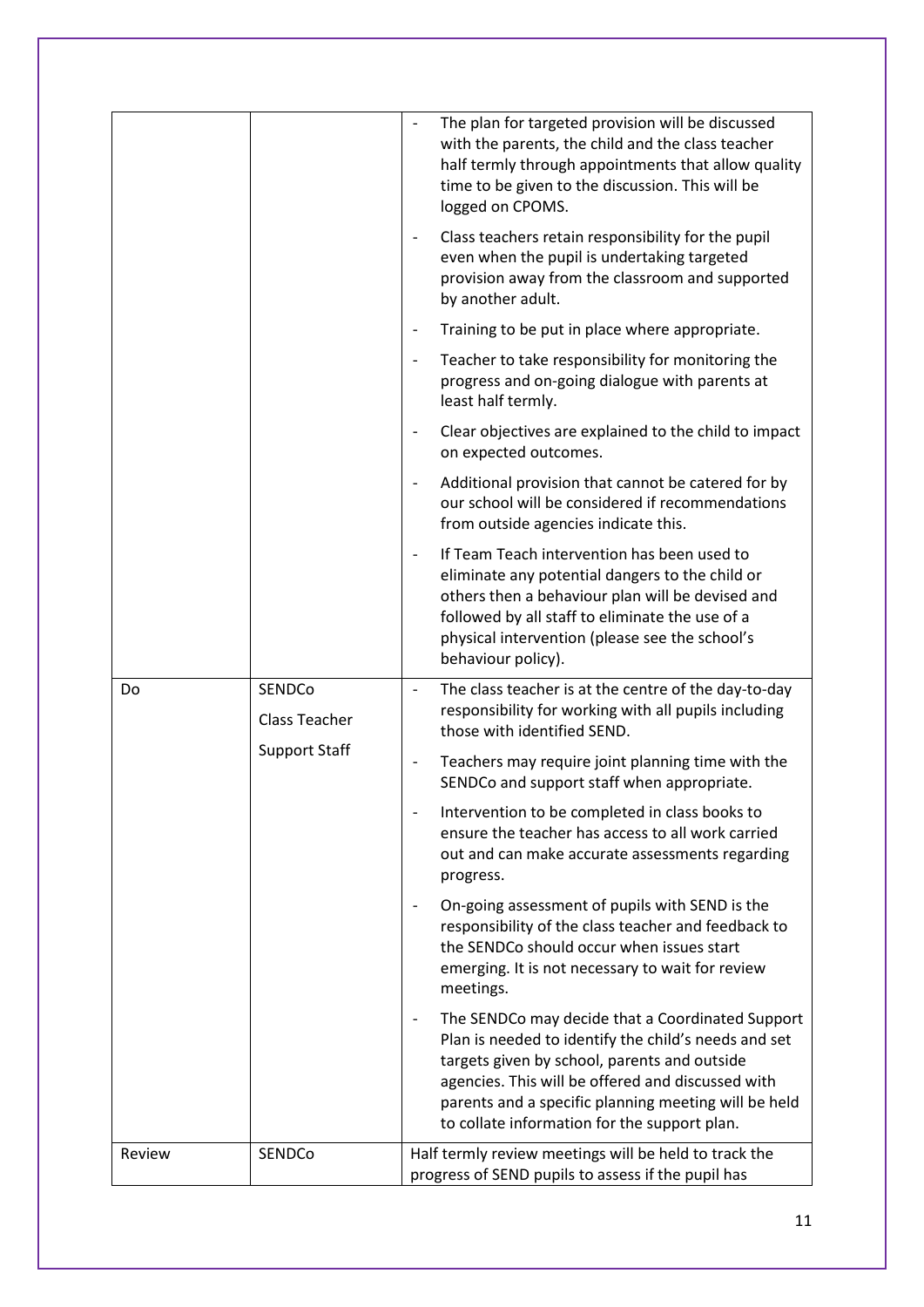| | | |
|---|---|---|
| | | - The plan for targeted provision will be discussed with the parents, the child and the class teacher half termly through appointments that allow quality time to be given to the discussion. This will be logged on CPOMS.<br>- Class teachers retain responsibility for the pupil even when the pupil is undertaking targeted provision away from the classroom and supported by another adult.<br>- Training to be put in place where appropriate.<br>- Teacher to take responsibility for monitoring the progress and on-going dialogue with parents at least half termly.<br>- Clear objectives are explained to the child to impact on expected outcomes.<br>- Additional provision that cannot be catered for by our school will be considered if recommendations from outside agencies indicate this.<br>- If Team Teach intervention has been used to eliminate any potential dangers to the child or others then a behaviour plan will be devised and followed by all staff to eliminate the use of a physical intervention (please see the school's behaviour policy). |
| Do | SENDCo<br>Class Teacher<br>Support Staff | - The class teacher is at the centre of the day-to-day responsibility for working with all pupils including those with identified SEND.<br>- Teachers may require joint planning time with the SENDCo and support staff when appropriate.<br>- Intervention to be completed in class books to ensure the teacher has access to all work carried out and can make accurate assessments regarding progress.<br>- On-going assessment of pupils with SEND is the responsibility of the class teacher and feedback to the SENDCo should occur when issues start emerging. It is not necessary to wait for review meetings.<br>- The SENDCo may decide that a Coordinated Support Plan is needed to identify the child's needs and set targets given by school, parents and outside agencies. This will be offered and discussed with parents and a specific planning meeting will be held to collate information for the support plan. |
| Review | SENDCo | Half termly review meetings will be held to track the progress of SEND pupils to assess if the pupil has |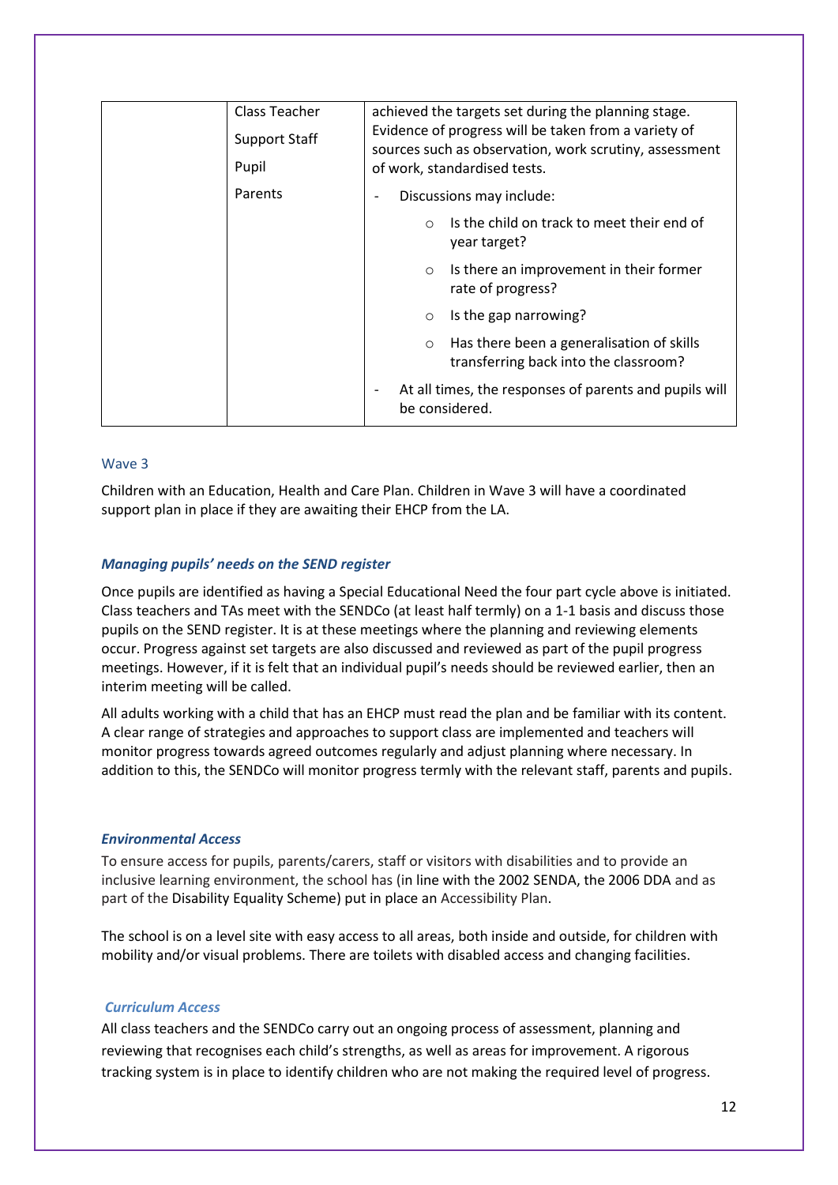| | | |
|---|---|---|
| | Class Teacher<br>Support Staff<br>Pupil<br>Parents | achieved the targets set during the planning stage. Evidence of progress will be taken from a variety of sources such as observation, work scrutiny, assessment of work, standardised tests.<br>- Discussions may include:<br>  ○ Is the child on track to meet their end of year target?<br>  ○ Is there an improvement in their former rate of progress?<br>  ○ Is the gap narrowing?<br>  ○ Has there been a generalisation of skills transferring back into the classroom?<br>- At all times, the responses of parents and pupils will be considered. |

### Wave 3

Children with an Education, Health and Care Plan. Children in Wave 3 will have a coordinated support plan in place if they are awaiting their EHCP from the LA.

#### *Managing pupils' needs on the SEND register*

Once pupils are identified as having a Special Educational Need the four part cycle above is initiated. Class teachers and TAs meet with the SENDCo (at least half termly) on a 1-1 basis and discuss those pupils on the SEND register. It is at these meetings where the planning and reviewing elements occur. Progress against set targets are also discussed and reviewed as part of the pupil progress meetings. However, if it is felt that an individual pupil's needs should be reviewed earlier, then an interim meeting will be called.

All adults working with a child that has an EHCP must read the plan and be familiar with its content. A clear range of strategies and approaches to support class are implemented and teachers will monitor progress towards agreed outcomes regularly and adjust planning where necessary. In addition to this, the SENDCo will monitor progress termly with the relevant staff, parents and pupils.

#### *Environmental Access*

To ensure access for pupils, parents/carers, staff or visitors with disabilities and to provide an inclusive learning environment, the school has (in line with the 2002 SENDA, the 2006 DDA and as part of the Disability Equality Scheme) put in place an Accessibility Plan.

The school is on a level site with easy access to all areas, both inside and outside, for children with mobility and/or visual problems. There are toilets with disabled access and changing facilities.

#### *Curriculum Access*

All class teachers and the SENDCo carry out an ongoing process of assessment, planning and reviewing that recognises each child's strengths, as well as areas for improvement. A rigorous tracking system is in place to identify children who are not making the required level of progress.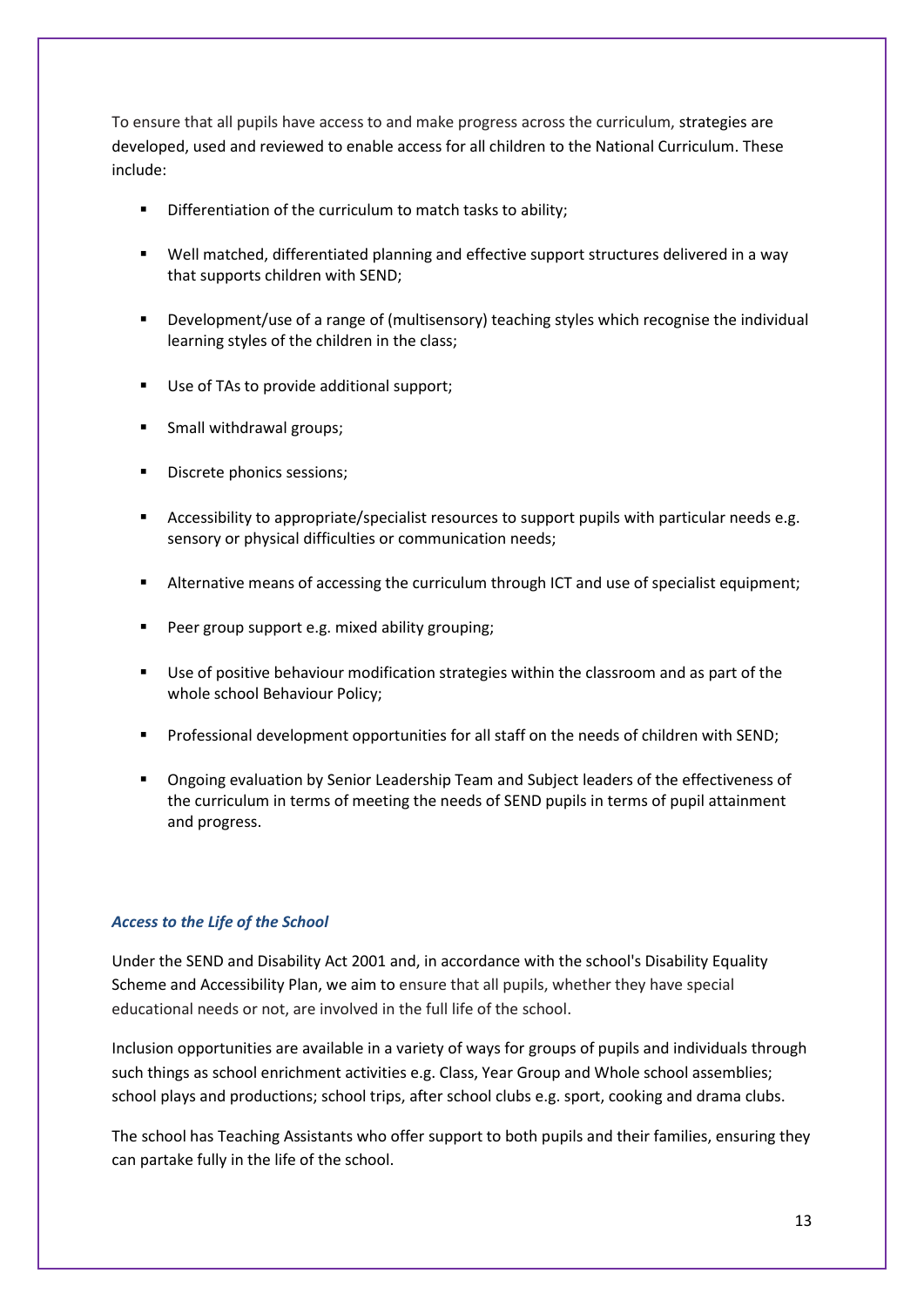To ensure that all pupils have access to and make progress across the curriculum, strategies are developed, used and reviewed to enable access for all children to the National Curriculum. These include:

- Differentiation of the curriculum to match tasks to ability;
- Well matched, differentiated planning and effective support structures delivered in a way that supports children with SEND;
- Development/use of a range of (multisensory) teaching styles which recognise the individual learning styles of the children in the class;
- Use of TAs to provide additional support;
- Small withdrawal groups;
- Discrete phonics sessions;
- Accessibility to appropriate/specialist resources to support pupils with particular needs e.g. sensory or physical difficulties or communication needs;
- Alternative means of accessing the curriculum through ICT and use of specialist equipment;
- Peer group support e.g. mixed ability grouping;
- Use of positive behaviour modification strategies within the classroom and as part of the whole school Behaviour Policy;
- Professional development opportunities for all staff on the needs of children with SEND;
- Ongoing evaluation by Senior Leadership Team and Subject leaders of the effectiveness of the curriculum in terms of meeting the needs of SEND pupils in terms of pupil attainment and progress.

### *Access to the Life of the School*

Under the SEND and Disability Act 2001 and, in accordance with the school's Disability Equality Scheme and Accessibility Plan, we aim to ensure that all pupils, whether they have special educational needs or not, are involved in the full life of the school.

Inclusion opportunities are available in a variety of ways for groups of pupils and individuals through such things as school enrichment activities e.g. Class, Year Group and Whole school assemblies; school plays and productions; school trips, after school clubs e.g. sport, cooking and drama clubs.

The school has Teaching Assistants who offer support to both pupils and their families, ensuring they can partake fully in the life of the school.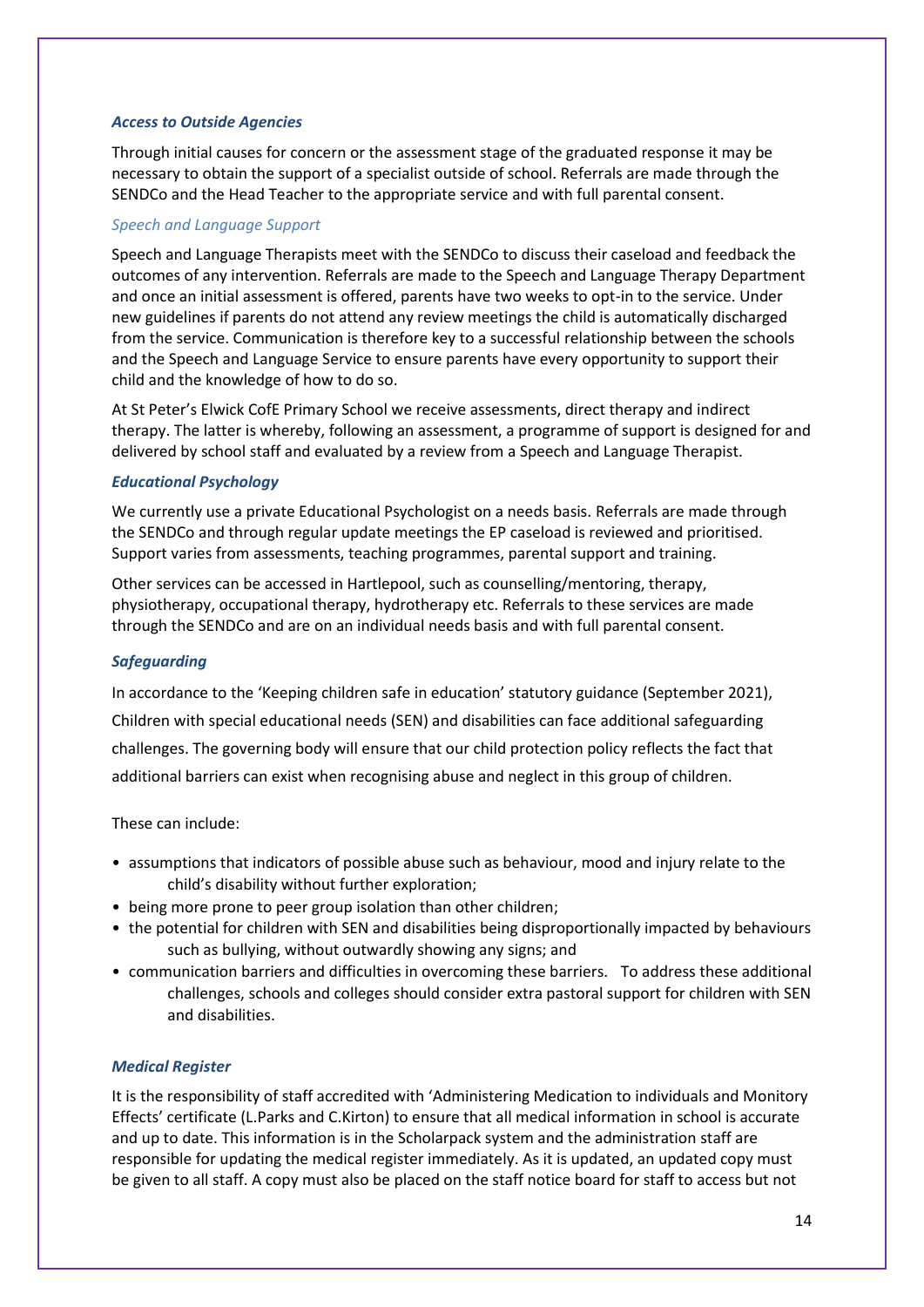### *Access to Outside Agencies*

Through initial causes for concern or the assessment stage of the graduated response it may be necessary to obtain the support of a specialist outside of school. Referrals are made through the SENDCo and the Head Teacher to the appropriate service and with full parental consent.

#### *Speech and Language Support*

Speech and Language Therapists meet with the SENDCo to discuss their caseload and feedback the outcomes of any intervention. Referrals are made to the Speech and Language Therapy Department and once an initial assessment is offered, parents have two weeks to opt-in to the service. Under new guidelines if parents do not attend any review meetings the child is automatically discharged from the service. Communication is therefore key to a successful relationship between the schools and the Speech and Language Service to ensure parents have every opportunity to support their child and the knowledge of how to do so.

At St Peter's Elwick CofE Primary School we receive assessments, direct therapy and indirect therapy. The latter is whereby, following an assessment, a programme of support is designed for and delivered by school staff and evaluated by a review from a Speech and Language Therapist.

### *Educational Psychology*

We currently use a private Educational Psychologist on a needs basis. Referrals are made through the SENDCo and through regular update meetings the EP caseload is reviewed and prioritised. Support varies from assessments, teaching programmes, parental support and training.

Other services can be accessed in Hartlepool, such as counselling/mentoring, therapy, physiotherapy, occupational therapy, hydrotherapy etc. Referrals to these services are made through the SENDCo and are on an individual needs basis and with full parental consent.

### *Safeguarding*

In accordance to the 'Keeping children safe in education' statutory guidance (September 2021), Children with special educational needs (SEN) and disabilities can face additional safeguarding challenges. The governing body will ensure that our child protection policy reflects the fact that additional barriers can exist when recognising abuse and neglect in this group of children.

These can include:

- assumptions that indicators of possible abuse such as behaviour, mood and injury relate to the child's disability without further exploration;
- being more prone to peer group isolation than other children;
- the potential for children with SEN and disabilities being disproportionally impacted by behaviours such as bullying, without outwardly showing any signs; and
- communication barriers and difficulties in overcoming these barriers. To address these additional challenges, schools and colleges should consider extra pastoral support for children with SEN and disabilities.

### *Medical Register*

It is the responsibility of staff accredited with 'Administering Medication to individuals and Monitory Effects' certificate (L.Parks and C.Kirton) to ensure that all medical information in school is accurate and up to date. This information is in the Scholarpack system and the administration staff are responsible for updating the medical register immediately. As it is updated, an updated copy must be given to all staff. A copy must also be placed on the staff notice board for staff to access but not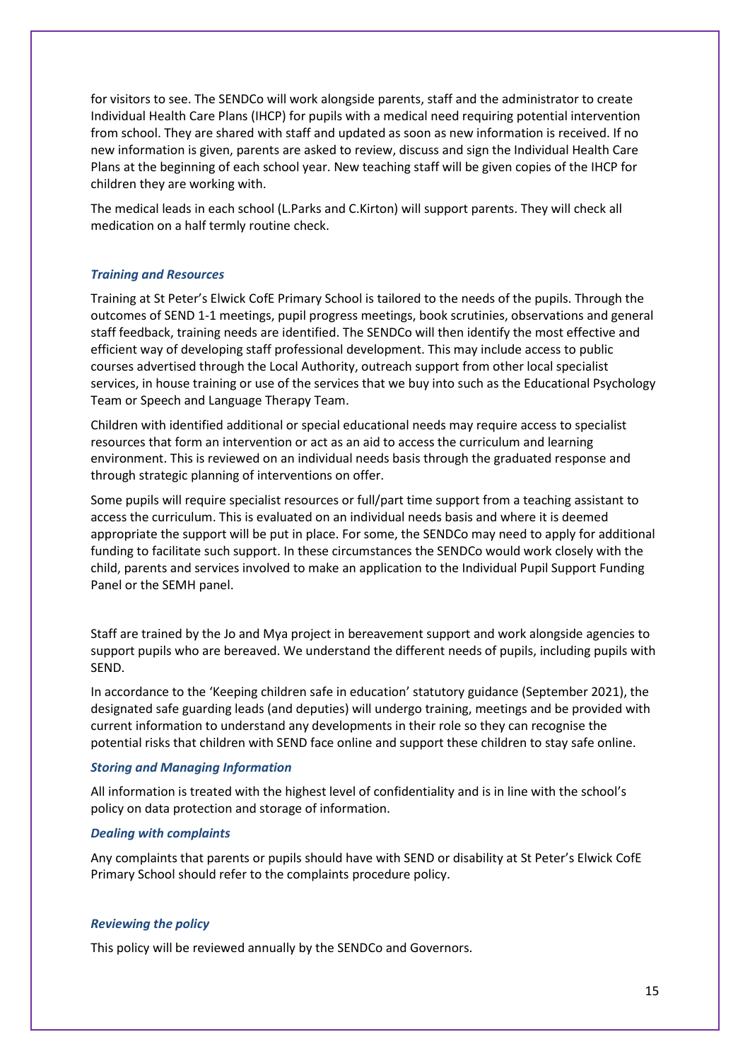for visitors to see. The SENDCo will work alongside parents, staff and the administrator to create Individual Health Care Plans (IHCP) for pupils with a medical need requiring potential intervention from school. They are shared with staff and updated as soon as new information is received. If no new information is given, parents are asked to review, discuss and sign the Individual Health Care Plans at the beginning of each school year. New teaching staff will be given copies of the IHCP for children they are working with.

The medical leads in each school (L.Parks and C.Kirton) will support parents. They will check all medication on a half termly routine check.

***Training and Resources***

Training at St Peter's Elwick CofE Primary School is tailored to the needs of the pupils. Through the outcomes of SEND 1-1 meetings, pupil progress meetings, book scrutinies, observations and general staff feedback, training needs are identified. The SENDCo will then identify the most effective and efficient way of developing staff professional development. This may include access to public courses advertised through the Local Authority, outreach support from other local specialist services, in house training or use of the services that we buy into such as the Educational Psychology Team or Speech and Language Therapy Team.

Children with identified additional or special educational needs may require access to specialist resources that form an intervention or act as an aid to access the curriculum and learning environment. This is reviewed on an individual needs basis through the graduated response and through strategic planning of interventions on offer.

Some pupils will require specialist resources or full/part time support from a teaching assistant to access the curriculum. This is evaluated on an individual needs basis and where it is deemed appropriate the support will be put in place. For some, the SENDCo may need to apply for additional funding to facilitate such support. In these circumstances the SENDCo would work closely with the child, parents and services involved to make an application to the Individual Pupil Support Funding Panel or the SEMH panel.

Staff are trained by the Jo and Mya project in bereavement support and work alongside agencies to support pupils who are bereaved. We understand the different needs of pupils, including pupils with SEND.

In accordance to the 'Keeping children safe in education' statutory guidance (September 2021), the designated safe guarding leads (and deputies) will undergo training, meetings and be provided with current information to understand any developments in their role so they can recognise the potential risks that children with SEND face online and support these children to stay safe online.

***Storing and Managing Information***

All information is treated with the highest level of confidentiality and is in line with the school's policy on data protection and storage of information.

***Dealing with complaints***

Any complaints that parents or pupils should have with SEND or disability at St Peter's Elwick CofE Primary School should refer to the complaints procedure policy.

***Reviewing the policy***

This policy will be reviewed annually by the SENDCo and Governors.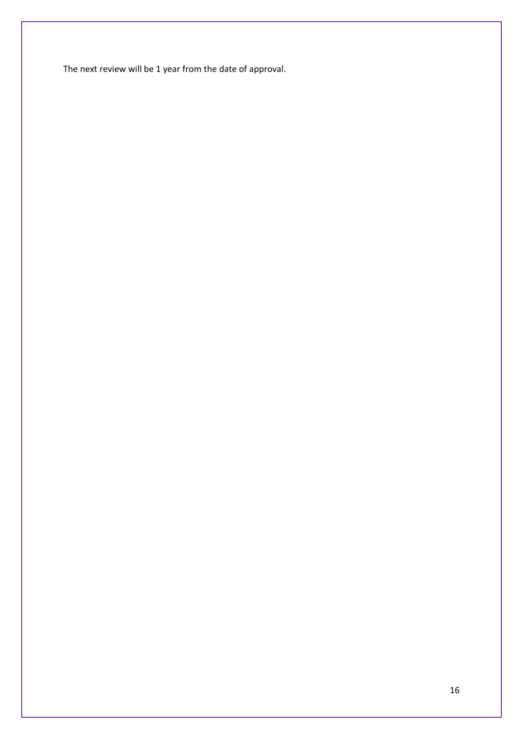The next review will be 1 year from the date of approval.